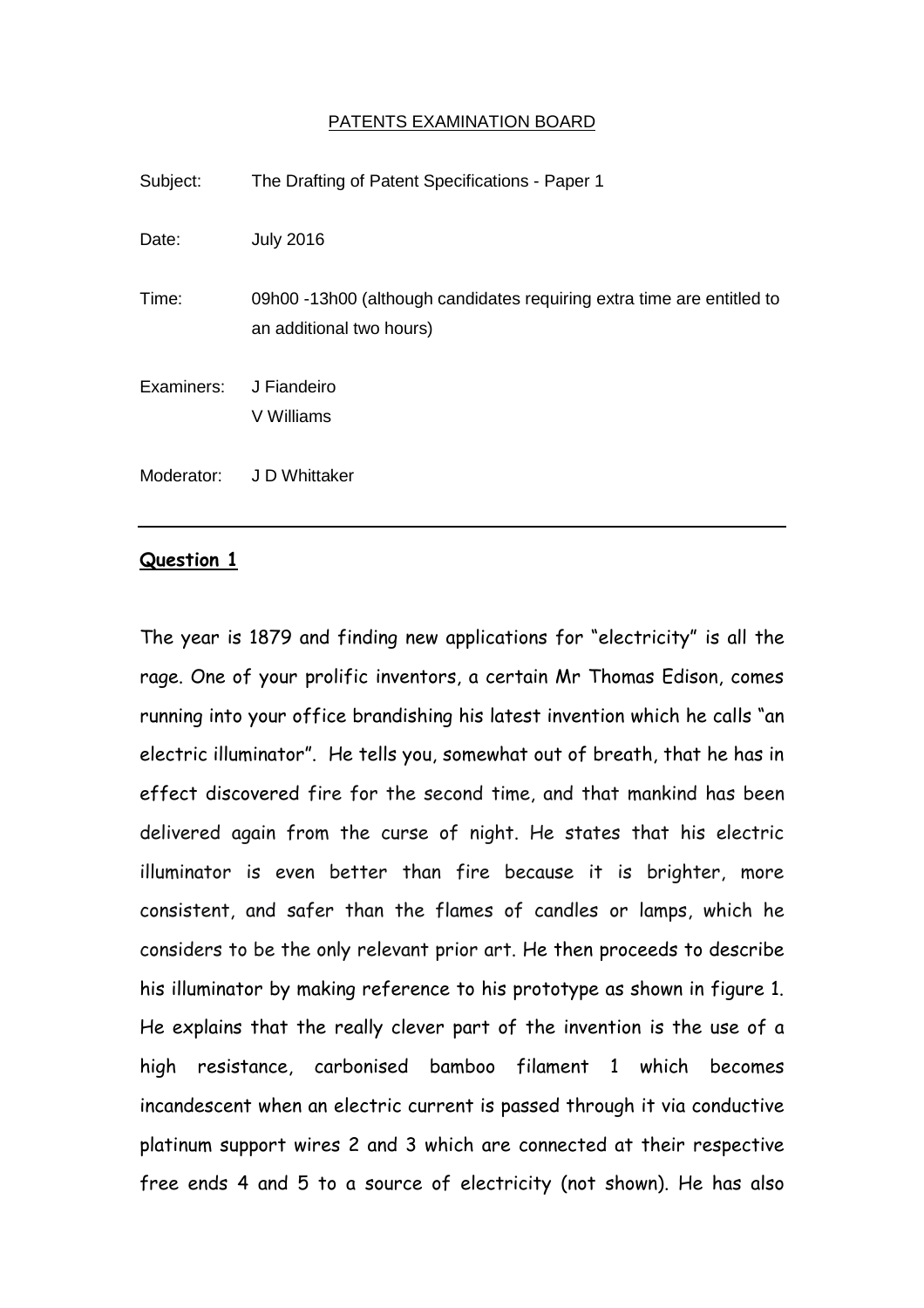PATENTS EXAMINATION BOARD

| | |
|---|---|
| Subject: | The Drafting of Patent Specifications - Paper 1 |
| Date: | July 2016 |
| Time: | 09h00 -13h00 (although candidates requiring extra time are entitled to an additional two hours) |
| Examiners: | J Fiandeiro<br>V Williams |
| Moderator: | J D Whittaker |

---

## Question 1

The year is 1879 and finding new applications for "electricity" is all the rage. One of your prolific inventors, a certain Mr Thomas Edison, comes running into your office brandishing his latest invention which he calls "an electric illuminator". He tells you, somewhat out of breath, that he has in effect discovered fire for the second time, and that mankind has been delivered again from the curse of night. He states that his electric illuminator is even better than fire because it is brighter, more consistent, and safer than the flames of candles or lamps, which he considers to be the only relevant prior art. He then proceeds to describe his illuminator by making reference to his prototype as shown in figure 1. He explains that the really clever part of the invention is the use of a high resistance, carbonised bamboo filament 1 which becomes incandescent when an electric current is passed through it via conductive platinum support wires 2 and 3 which are connected at their respective free ends 4 and 5 to a source of electricity (not shown). He has also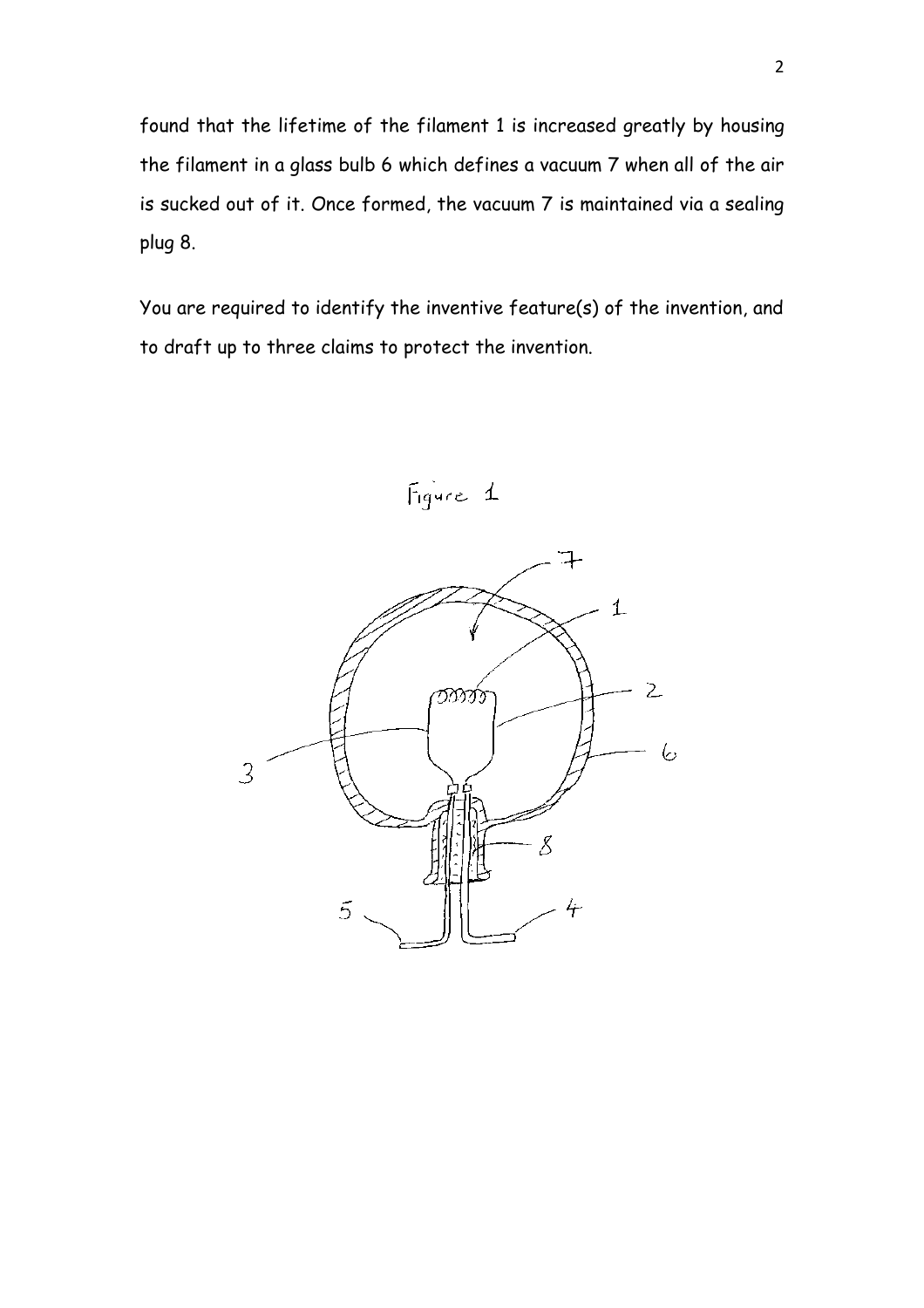found that the lifetime of the filament 1 is increased greatly by housing the filament in a glass bulb 6 which defines a vacuum 7 when all of the air is sucked out of it. Once formed, the vacuum 7 is maintained via a sealing plug 8.

You are required to identify the inventive feature(s) of the invention, and to draft up to three claims to protect the invention.

Figure 1

7
1
2
6
3
8
5
4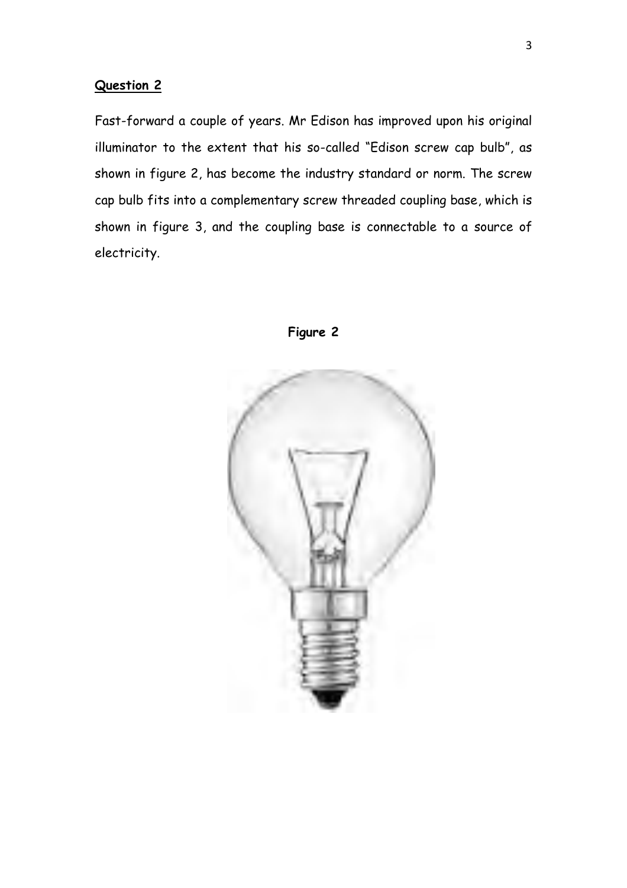## Question 2

Fast-forward a couple of years. Mr Edison has improved upon his original illuminator to the extent that his so-called "Edison screw cap bulb", as shown in figure 2, has become the industry standard or norm. The screw cap bulb fits into a complementary screw threaded coupling base, which is shown in figure 3, and the coupling base is connectable to a source of electricity.

**Figure 2**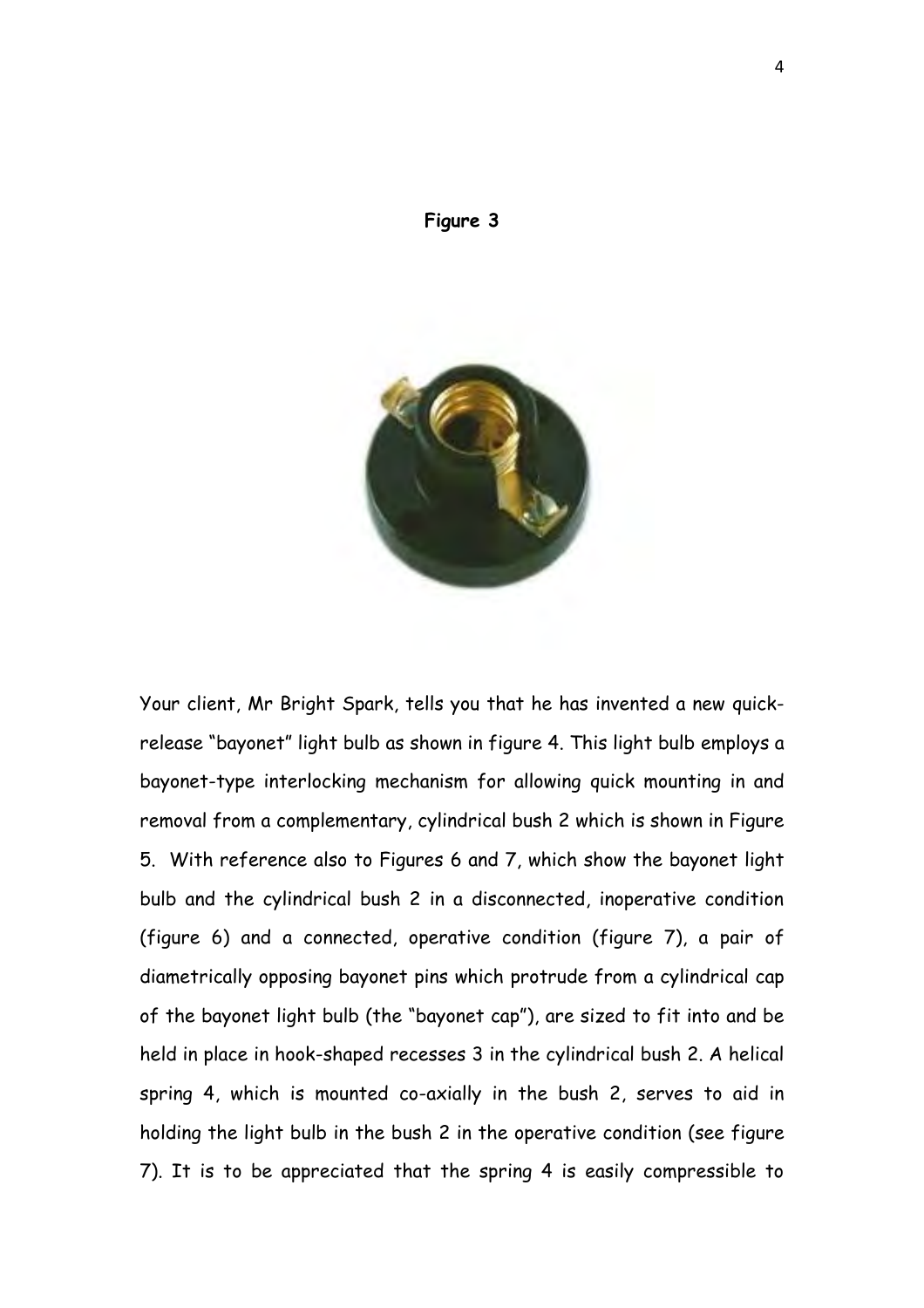**Figure 3**

Your client, Mr Bright Spark, tells you that he has invented a new quick-release "bayonet" light bulb as shown in figure 4. This light bulb employs a bayonet-type interlocking mechanism for allowing quick mounting in and removal from a complementary, cylindrical bush 2 which is shown in Figure 5. With reference also to Figures 6 and 7, which show the bayonet light bulb and the cylindrical bush 2 in a disconnected, inoperative condition (figure 6) and a connected, operative condition (figure 7), a pair of diametrically opposing bayonet pins which protrude from a cylindrical cap of the bayonet light bulb (the "bayonet cap"), are sized to fit into and be held in place in hook-shaped recesses 3 in the cylindrical bush 2. A helical spring 4, which is mounted co-axially in the bush 2, serves to aid in holding the light bulb in the bush 2 in the operative condition (see figure 7). It is to be appreciated that the spring 4 is easily compressible to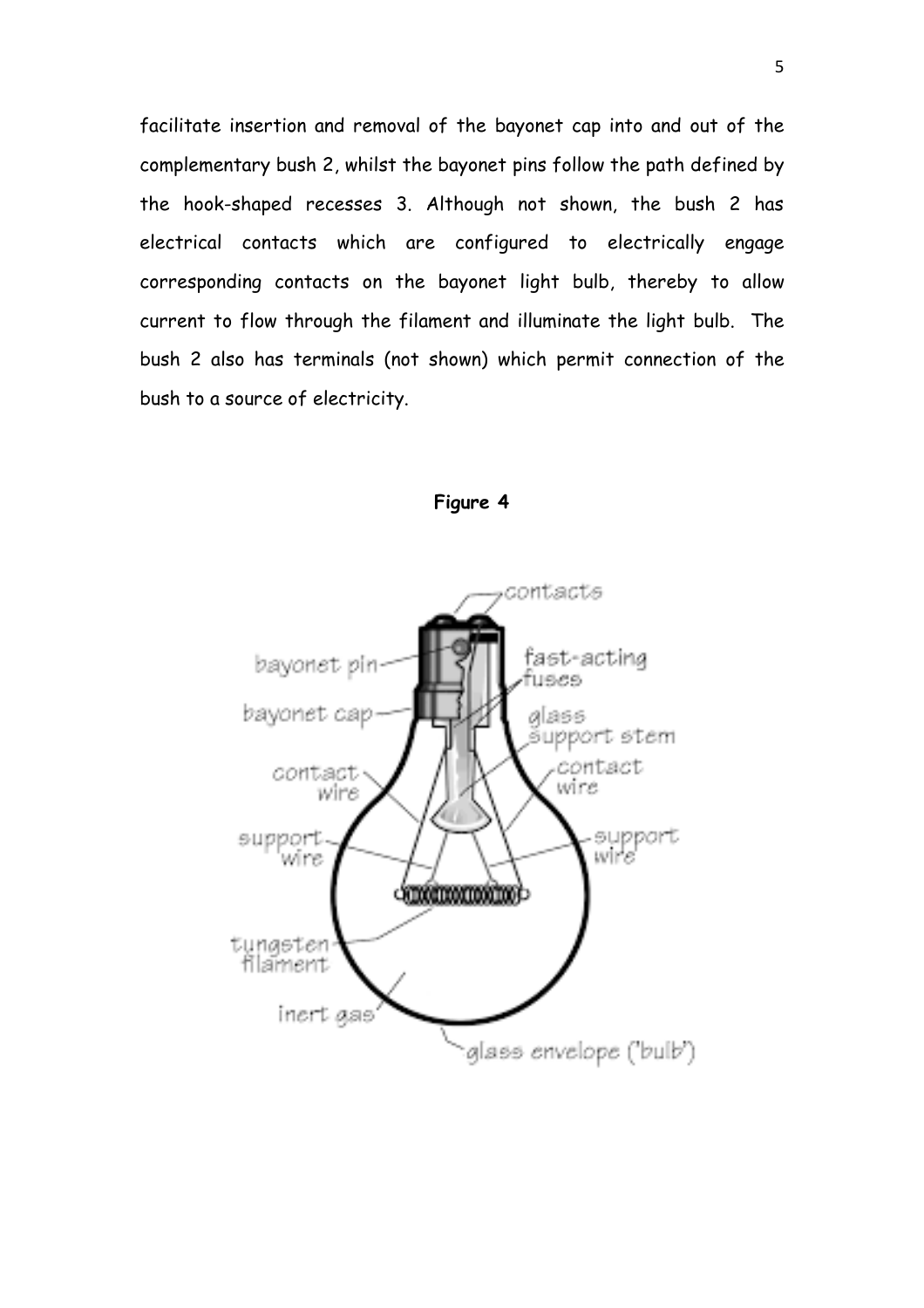facilitate insertion and removal of the bayonet cap into and out of the complementary bush 2, whilst the bayonet pins follow the path defined by the hook-shaped recesses 3. Although not shown, the bush 2 has electrical contacts which are configured to electrically engage corresponding contacts on the bayonet light bulb, thereby to allow current to flow through the filament and illuminate the light bulb. The bush 2 also has terminals (not shown) which permit connection of the bush to a source of electricity.

**Figure 4**

contacts

bayonet pin

fast-acting fuses

bayonet cap

glass support stem

contact wire

contact wire

support wire

support wire

tungsten filament

inert gas

glass envelope ("bulb")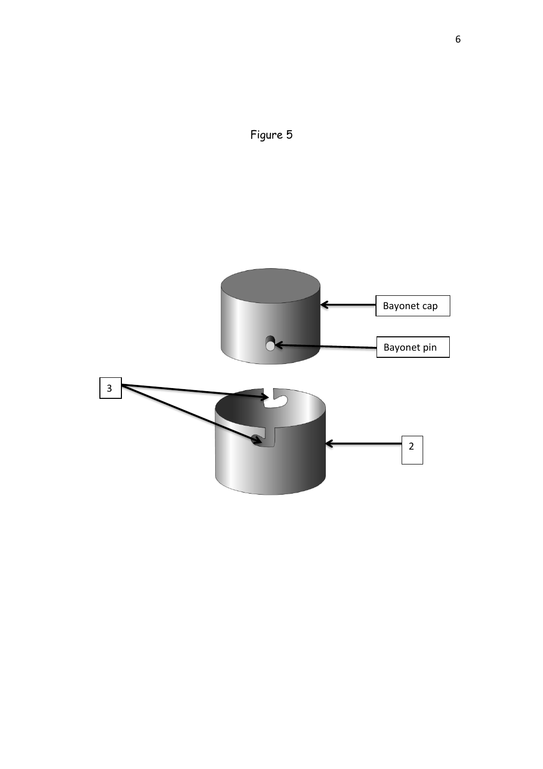Figure 5

Bayonet cap

Bayonet pin

3

2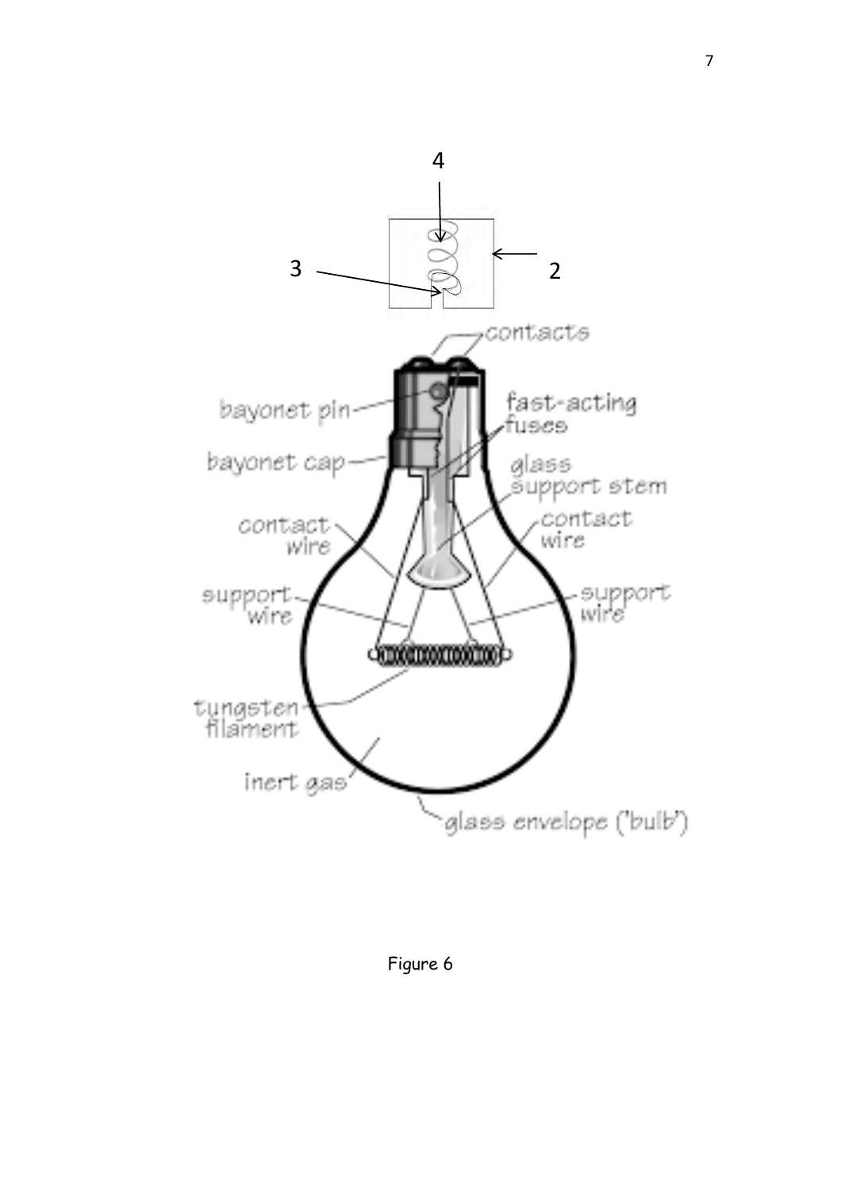4

3

2

contacts

bayonet pin

fast-acting fuses

bayonet cap

glass support stem

contact wire

contact wire

support wire

support wire

tungsten filament

inert gas

glass envelope ('bulb')

Figure 6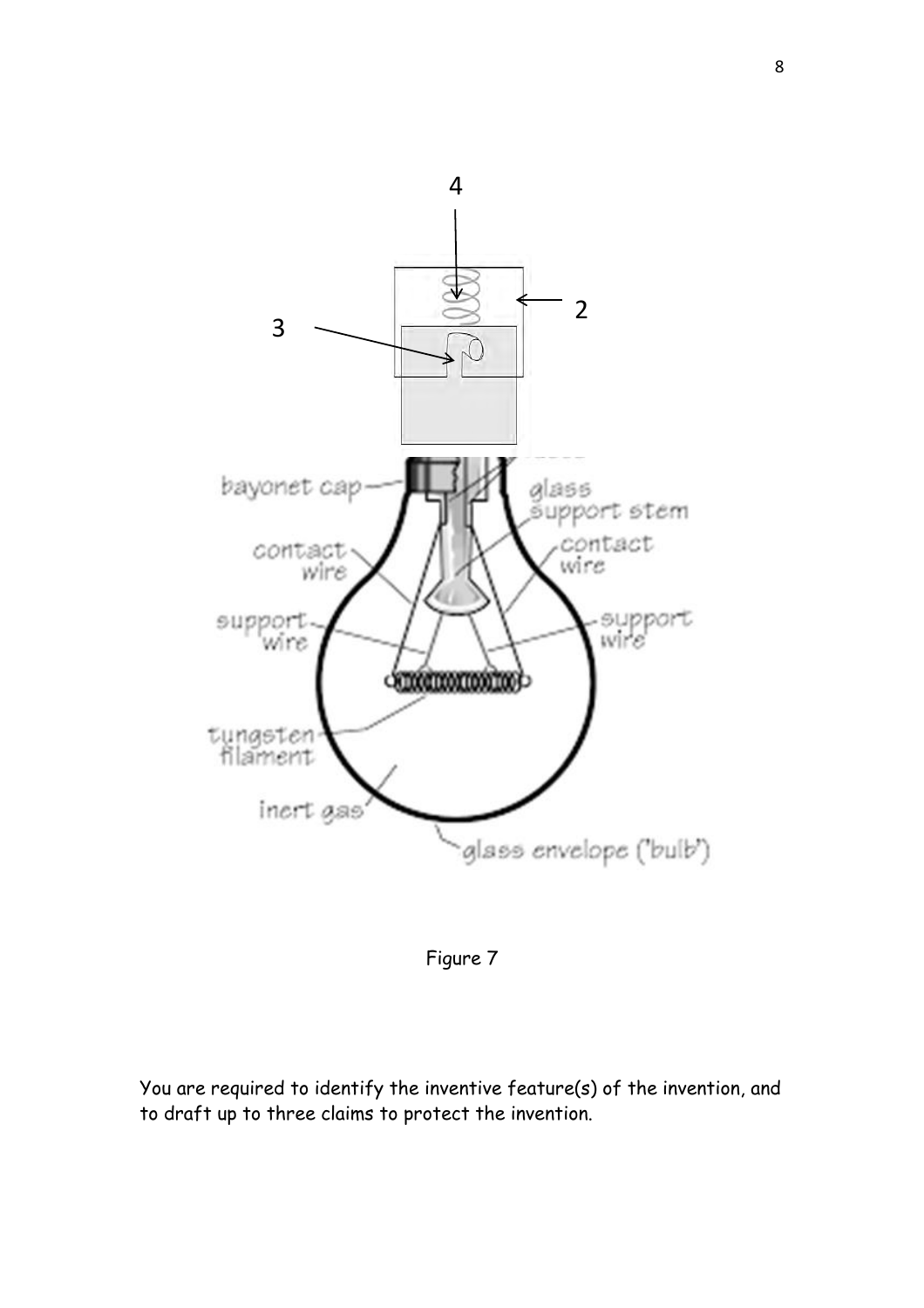4

2

3

bayonet cap

glass support stem

contact wire

contact wire

support wire

support wire

tungsten filament

inert gas

glass envelope ('bulb')

Figure 7

You are required to identify the inventive feature(s) of the invention, and to draft up to three claims to protect the invention.